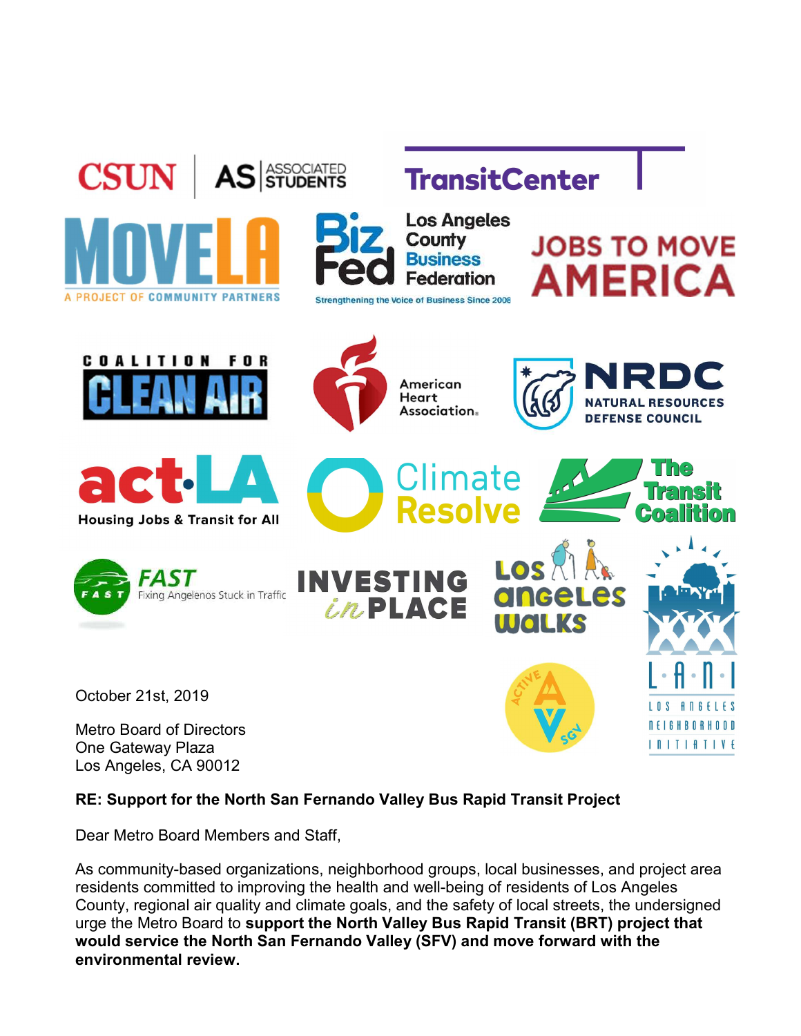CSUN | AS ASSOCIATED STUDENTS

TransitCenter

MOVE LA — A PROJECT OF COMMUNITY PARTNERS

BizFed Los Angeles County Business Federation — Strengthening the Voice of Business Since 2008

JOBS TO MOVE AMERICA

COALITION FOR CLEAN AIR

American Heart Association.

NRDC NATURAL RESOURCES DEFENSE COUNCIL

act·LA Housing Jobs & Transit for All

Climate Resolve

The Transit Coalition

FAST Fixing Angelenos Stuck in Traffic

INVESTING in PLACE

Los Angeles Walks

L·A·N·I LOS ANGELES NEIGHBORHOOD INITIATIVE

ACTIVE SGV

October 21st, 2019

Metro Board of Directors
One Gateway Plaza
Los Angeles, CA 90012

**RE: Support for the North San Fernando Valley Bus Rapid Transit Project**

Dear Metro Board Members and Staff,

As community-based organizations, neighborhood groups, local businesses, and project area residents committed to improving the health and well-being of residents of Los Angeles County, regional air quality and climate goals, and the safety of local streets, the undersigned urge the Metro Board to **support the North Valley Bus Rapid Transit (BRT) project that would service the North San Fernando Valley (SFV) and move forward with the environmental review.**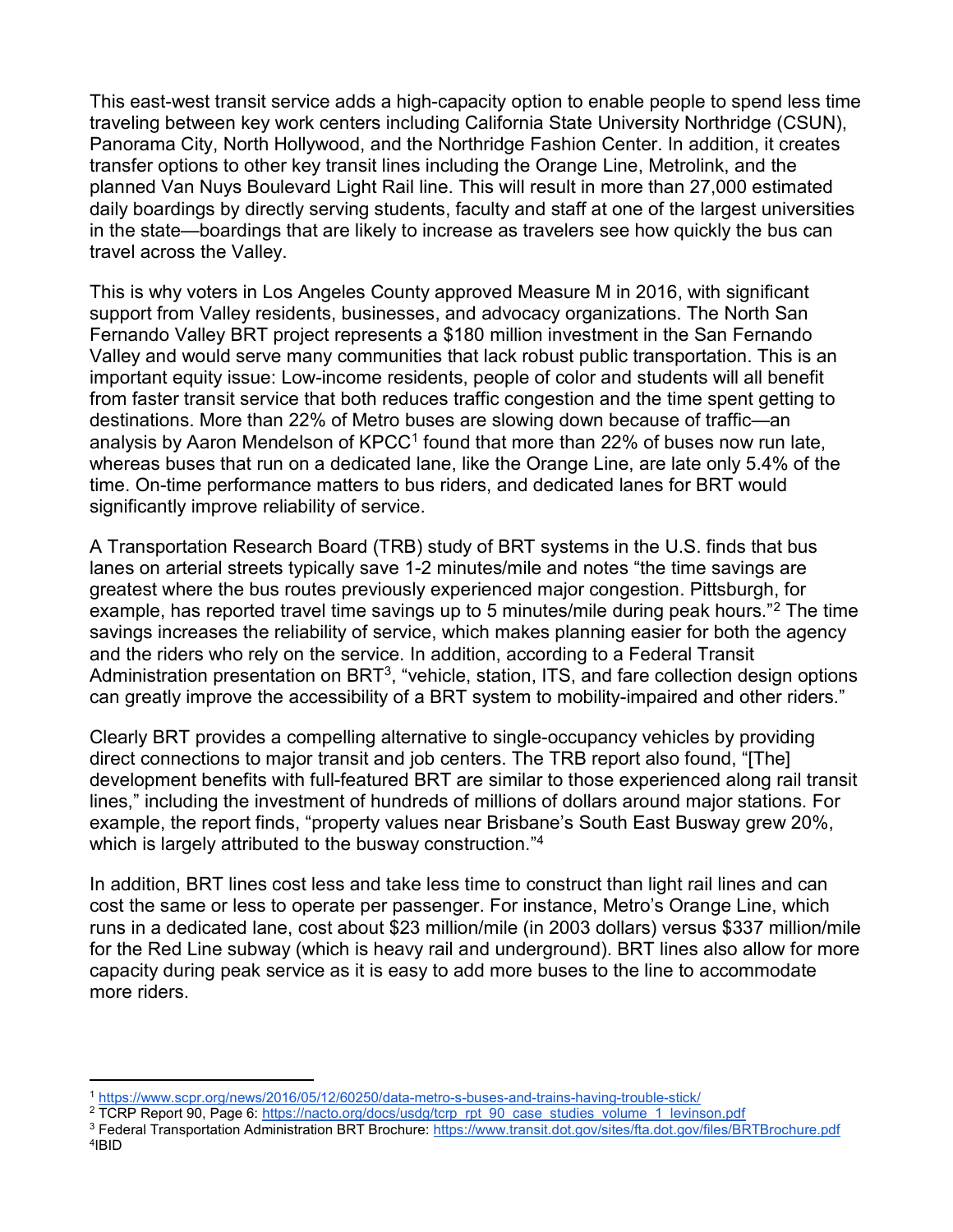This east-west transit service adds a high-capacity option to enable people to spend less time traveling between key work centers including California State University Northridge (CSUN), Panorama City, North Hollywood, and the Northridge Fashion Center. In addition, it creates transfer options to other key transit lines including the Orange Line, Metrolink, and the planned Van Nuys Boulevard Light Rail line. This will result in more than 27,000 estimated daily boardings by directly serving students, faculty and staff at one of the largest universities in the state—boardings that are likely to increase as travelers see how quickly the bus can travel across the Valley.

This is why voters in Los Angeles County approved Measure M in 2016, with significant support from Valley residents, businesses, and advocacy organizations. The North San Fernando Valley BRT project represents a $180 million investment in the San Fernando Valley and would serve many communities that lack robust public transportation. This is an important equity issue: Low-income residents, people of color and students will all benefit from faster transit service that both reduces traffic congestion and the time spent getting to destinations. More than 22% of Metro buses are slowing down because of traffic—an analysis by Aaron Mendelson of KPCC[1] found that more than 22% of buses now run late, whereas buses that run on a dedicated lane, like the Orange Line, are late only 5.4% of the time. On-time performance matters to bus riders, and dedicated lanes for BRT would significantly improve reliability of service.

A Transportation Research Board (TRB) study of BRT systems in the U.S. finds that bus lanes on arterial streets typically save 1-2 minutes/mile and notes "the time savings are greatest where the bus routes previously experienced major congestion. Pittsburgh, for example, has reported travel time savings up to 5 minutes/mile during peak hours."[2] The time savings increases the reliability of service, which makes planning easier for both the agency and the riders who rely on the service. In addition, according to a Federal Transit Administration presentation on BRT[3], "vehicle, station, ITS, and fare collection design options can greatly improve the accessibility of a BRT system to mobility-impaired and other riders."

Clearly BRT provides a compelling alternative to single-occupancy vehicles by providing direct connections to major transit and job centers. The TRB report also found, "[The] development benefits with full-featured BRT are similar to those experienced along rail transit lines," including the investment of hundreds of millions of dollars around major stations. For example, the report finds, "property values near Brisbane's South East Busway grew 20%, which is largely attributed to the busway construction."[4]

In addition, BRT lines cost less and take less time to construct than light rail lines and can cost the same or less to operate per passenger. For instance, Metro's Orange Line, which runs in a dedicated lane, cost about $23 million/mile (in 2003 dollars) versus $337 million/mile for the Red Line subway (which is heavy rail and underground). BRT lines also allow for more capacity during peak service as it is easy to add more buses to the line to accommodate more riders.

---

[1] https://www.scpr.org/news/2016/05/12/60250/data-metro-s-buses-and-trains-having-trouble-stick/

[2] TCRP Report 90, Page 6: https://nacto.org/docs/usdg/tcrp_rpt_90_case_studies_volume_1_levinson.pdf

[3] Federal Transportation Administration BRT Brochure: https://www.transit.dot.gov/sites/fta.dot.gov/files/BRTBrochure.pdf

[4] IBID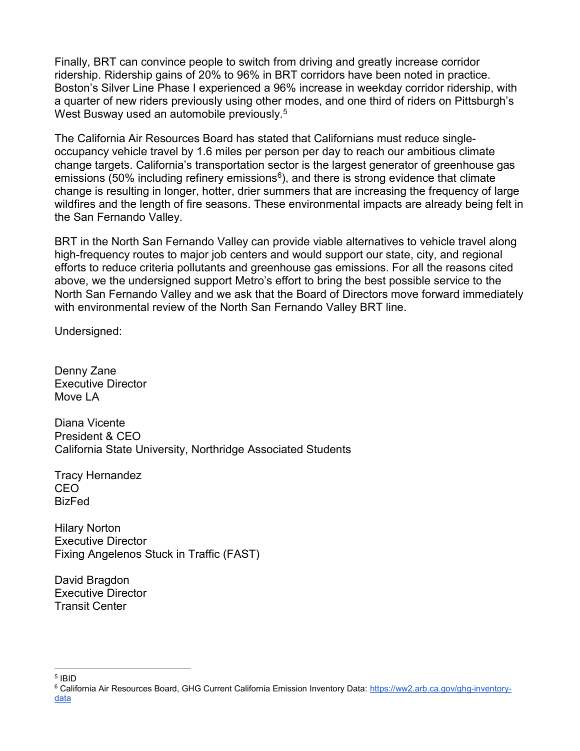Finally, BRT can convince people to switch from driving and greatly increase corridor ridership. Ridership gains of 20% to 96% in BRT corridors have been noted in practice. Boston's Silver Line Phase I experienced a 96% increase in weekday corridor ridership, with a quarter of new riders previously using other modes, and one third of riders on Pittsburgh's West Busway used an automobile previously.[5]

The California Air Resources Board has stated that Californians must reduce single-occupancy vehicle travel by 1.6 miles per person per day to reach our ambitious climate change targets. California's transportation sector is the largest generator of greenhouse gas emissions (50% including refinery emissions[6]), and there is strong evidence that climate change is resulting in longer, hotter, drier summers that are increasing the frequency of large wildfires and the length of fire seasons. These environmental impacts are already being felt in the San Fernando Valley.

BRT in the North San Fernando Valley can provide viable alternatives to vehicle travel along high-frequency routes to major job centers and would support our state, city, and regional efforts to reduce criteria pollutants and greenhouse gas emissions. For all the reasons cited above, we the undersigned support Metro's effort to bring the best possible service to the North San Fernando Valley and we ask that the Board of Directors move forward immediately with environmental review of the North San Fernando Valley BRT line.

Undersigned:

Denny Zane
Executive Director
Move LA

Diana Vicente
President & CEO
California State University, Northridge Associated Students

Tracy Hernandez
CEO
BizFed

Hilary Norton
Executive Director
Fixing Angelenos Stuck in Traffic (FAST)

David Bragdon
Executive Director
Transit Center

---

[5] IBID

[6] California Air Resources Board, GHG Current California Emission Inventory Data: https://ww2.arb.ca.gov/ghg-inventory-data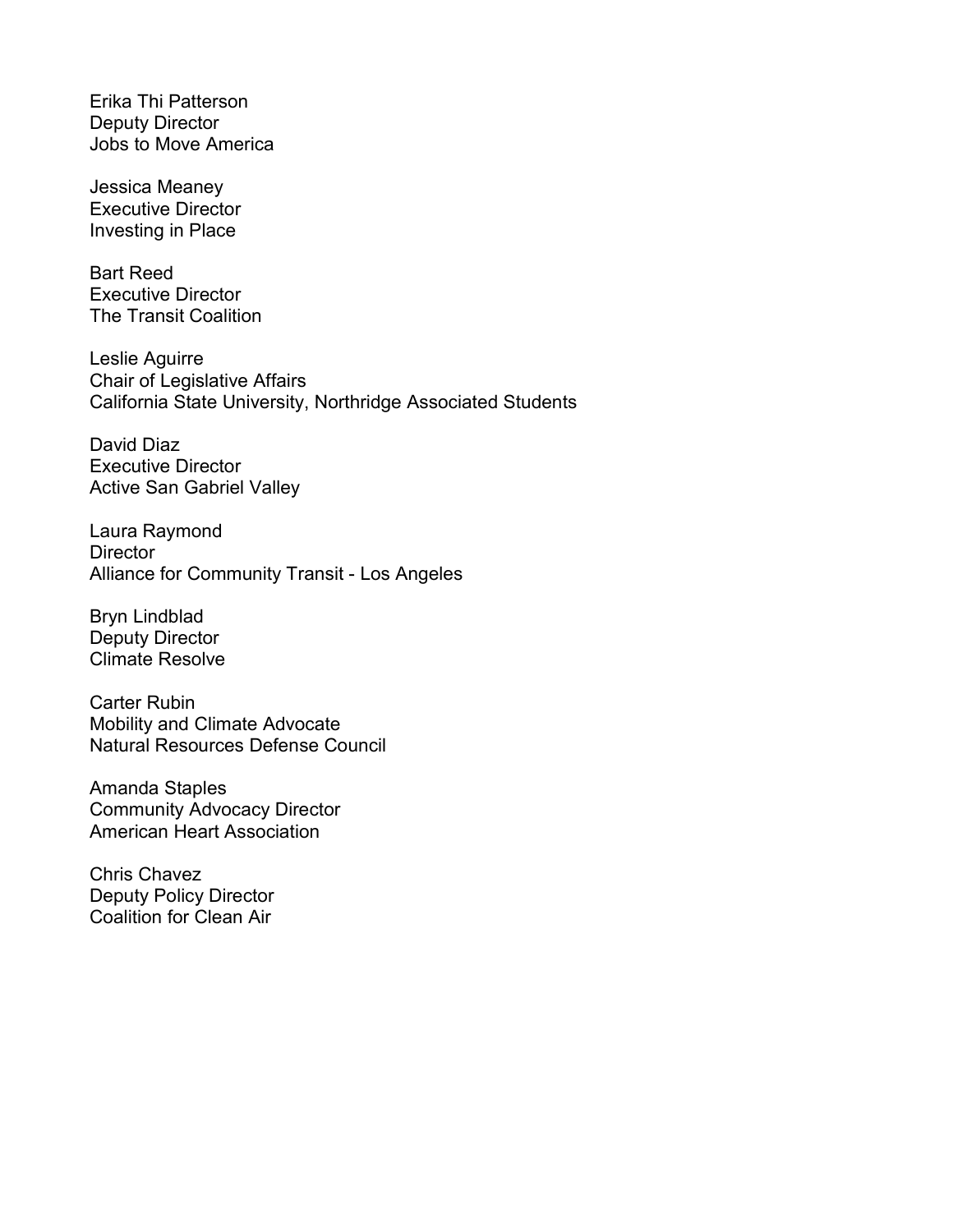Erika Thi Patterson
Deputy Director
Jobs to Move America

Jessica Meaney
Executive Director
Investing in Place

Bart Reed
Executive Director
The Transit Coalition

Leslie Aguirre
Chair of Legislative Affairs
California State University, Northridge Associated Students

David Diaz
Executive Director
Active San Gabriel Valley

Laura Raymond
Director
Alliance for Community Transit - Los Angeles

Bryn Lindblad
Deputy Director
Climate Resolve

Carter Rubin
Mobility and Climate Advocate
Natural Resources Defense Council

Amanda Staples
Community Advocacy Director
American Heart Association

Chris Chavez
Deputy Policy Director
Coalition for Clean Air